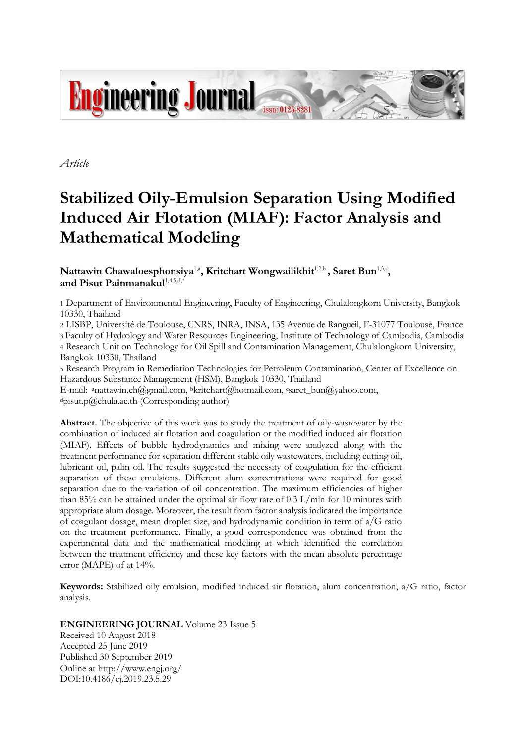*Article*

# Stabilized Oily-Emulsion Separation Using Modified Induced Air Flotation (MIAF): Factor Analysis and Mathematical Modeling

**Nattawin Chawaloesphonsiya**[1,a], **Kritchart Wongwailikhit**[1,2,b], **Saret Bun**[1,3,c], **and Pisut Painmanakul**[1,4,5,d,*]

1 Department of Environmental Engineering, Faculty of Engineering, Chulalongkorn University, Bangkok 10330, Thailand

2 LISBP, Université de Toulouse, CNRS, INRA, INSA, 135 Avenue de Rangueil, F-31077 Toulouse, France

3 Faculty of Hydrology and Water Resources Engineering, Institute of Technology of Cambodia, Cambodia

4 Research Unit on Technology for Oil Spill and Contamination Management, Chulalongkorn University, Bangkok 10330, Thailand

5 Research Program in Remediation Technologies for Petroleum Contamination, Center of Excellence on Hazardous Substance Management (HSM), Bangkok 10330, Thailand

E-mail: [a]nattawin.ch@gmail.com, [b]kritchart@hotmail.com, [c]saret_bun@yahoo.com, [d]pisut.p@chula.ac.th (Corresponding author)

**Abstract.** The objective of this work was to study the treatment of oily-wastewater by the combination of induced air flotation and coagulation or the modified induced air flotation (MIAF). Effects of bubble hydrodynamics and mixing were analyzed along with the treatment performance for separation different stable oily wastewaters, including cutting oil, lubricant oil, palm oil. The results suggested the necessity of coagulation for the efficient separation of these emulsions. Different alum concentrations were required for good separation due to the variation of oil concentration. The maximum efficiencies of higher than 85% can be attained under the optimal air flow rate of 0.3 L/min for 10 minutes with appropriate alum dosage. Moreover, the result from factor analysis indicated the importance of coagulant dosage, mean droplet size, and hydrodynamic condition in term of a/G ratio on the treatment performance. Finally, a good correspondence was obtained from the experimental data and the mathematical modeling at which identified the correlation between the treatment efficiency and these key factors with the mean absolute percentage error (MAPE) of at 14%.

**Keywords:** Stabilized oily emulsion, modified induced air flotation, alum concentration, a/G ratio, factor analysis.

**ENGINEERING JOURNAL** Volume 23 Issue 5
Received 10 August 2018
Accepted 25 June 2019
Published 30 September 2019
Online at http://www.engj.org/
DOI:10.4186/ej.2019.23.5.29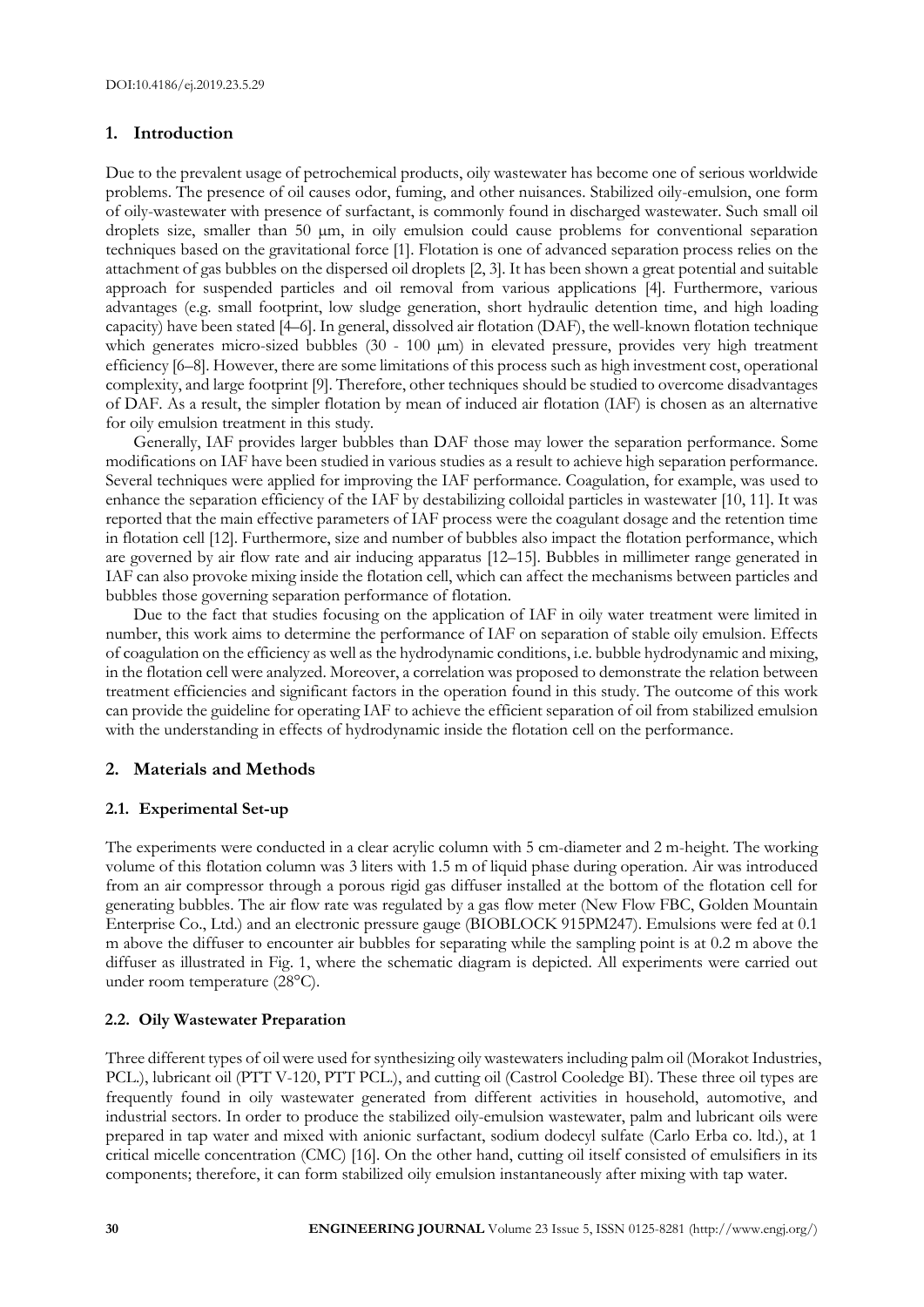## 1. Introduction

Due to the prevalent usage of petrochemical products, oily wastewater has become one of serious worldwide problems. The presence of oil causes odor, fuming, and other nuisances. Stabilized oily-emulsion, one form of oily-wastewater with presence of surfactant, is commonly found in discharged wastewater. Such small oil droplets size, smaller than 50 μm, in oily emulsion could cause problems for conventional separation techniques based on the gravitational force [1]. Flotation is one of advanced separation process relies on the attachment of gas bubbles on the dispersed oil droplets [2, 3]. It has been shown a great potential and suitable approach for suspended particles and oil removal from various applications [4]. Furthermore, various advantages (e.g. small footprint, low sludge generation, short hydraulic detention time, and high loading capacity) have been stated [4–6]. In general, dissolved air flotation (DAF), the well-known flotation technique which generates micro-sized bubbles (30 - 100 μm) in elevated pressure, provides very high treatment efficiency [6–8]. However, there are some limitations of this process such as high investment cost, operational complexity, and large footprint [9]. Therefore, other techniques should be studied to overcome disadvantages of DAF. As a result, the simpler flotation by mean of induced air flotation (IAF) is chosen as an alternative for oily emulsion treatment in this study.

Generally, IAF provides larger bubbles than DAF those may lower the separation performance. Some modifications on IAF have been studied in various studies as a result to achieve high separation performance. Several techniques were applied for improving the IAF performance. Coagulation, for example, was used to enhance the separation efficiency of the IAF by destabilizing colloidal particles in wastewater [10, 11]. It was reported that the main effective parameters of IAF process were the coagulant dosage and the retention time in flotation cell [12]. Furthermore, size and number of bubbles also impact the flotation performance, which are governed by air flow rate and air inducing apparatus [12–15]. Bubbles in millimeter range generated in IAF can also provoke mixing inside the flotation cell, which can affect the mechanisms between particles and bubbles those governing separation performance of flotation.

Due to the fact that studies focusing on the application of IAF in oily water treatment were limited in number, this work aims to determine the performance of IAF on separation of stable oily emulsion. Effects of coagulation on the efficiency as well as the hydrodynamic conditions, i.e. bubble hydrodynamic and mixing, in the flotation cell were analyzed. Moreover, a correlation was proposed to demonstrate the relation between treatment efficiencies and significant factors in the operation found in this study. The outcome of this work can provide the guideline for operating IAF to achieve the efficient separation of oil from stabilized emulsion with the understanding in effects of hydrodynamic inside the flotation cell on the performance.

## 2. Materials and Methods

### 2.1. Experimental Set-up

The experiments were conducted in a clear acrylic column with 5 cm-diameter and 2 m-height. The working volume of this flotation column was 3 liters with 1.5 m of liquid phase during operation. Air was introduced from an air compressor through a porous rigid gas diffuser installed at the bottom of the flotation cell for generating bubbles. The air flow rate was regulated by a gas flow meter (New Flow FBC, Golden Mountain Enterprise Co., Ltd.) and an electronic pressure gauge (BIOBLOCK 915PM247). Emulsions were fed at 0.1 m above the diffuser to encounter air bubbles for separating while the sampling point is at 0.2 m above the diffuser as illustrated in Fig. 1, where the schematic diagram is depicted. All experiments were carried out under room temperature (28°C).

### 2.2. Oily Wastewater Preparation

Three different types of oil were used for synthesizing oily wastewaters including palm oil (Morakot Industries, PCL.), lubricant oil (PTT V-120, PTT PCL.), and cutting oil (Castrol Cooledge BI). These three oil types are frequently found in oily wastewater generated from different activities in household, automotive, and industrial sectors. In order to produce the stabilized oily-emulsion wastewater, palm and lubricant oils were prepared in tap water and mixed with anionic surfactant, sodium dodecyl sulfate (Carlo Erba co. ltd.), at 1 critical micelle concentration (CMC) [16]. On the other hand, cutting oil itself consisted of emulsifiers in its components; therefore, it can form stabilized oily emulsion instantaneously after mixing with tap water.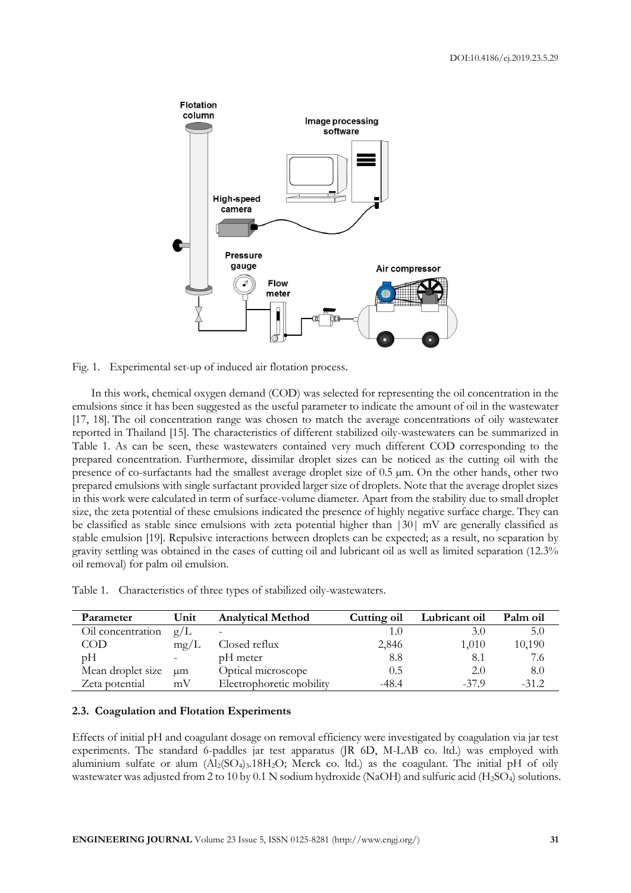Fig. 1. Experimental set-up of induced air flotation process.

In this work, chemical oxygen demand (COD) was selected for representing the oil concentration in the emulsions since it has been suggested as the useful parameter to indicate the amount of oil in the wastewater [17, 18]. The oil concentration range was chosen to match the average concentrations of oily wastewater reported in Thailand [15]. The characteristics of different stabilized oily-wastewaters can be summarized in Table 1. As can be seen, these wastewaters contained very much different COD corresponding to the prepared concentration. Furthermore, dissimilar droplet sizes can be noticed as the cutting oil with the presence of co-surfactants had the smallest average droplet size of 0.5 μm. On the other hands, other two prepared emulsions with single surfactant provided larger size of droplets. Note that the average droplet sizes in this work were calculated in term of surface-volume diameter. Apart from the stability due to small droplet size, the zeta potential of these emulsions indicated the presence of highly negative surface charge. They can be classified as stable since emulsions with zeta potential higher than |30| mV are generally classified as stable emulsion [19]. Repulsive interactions between droplets can be expected; as a result, no separation by gravity settling was obtained in the cases of cutting oil and lubricant oil as well as limited separation (12.3% oil removal) for palm oil emulsion.

Table 1. Characteristics of three types of stabilized oily-wastewaters.

| Parameter | Unit | Analytical Method | Cutting oil | Lubricant oil | Palm oil |
|---|---|---|---|---|---|
| Oil concentration | g/L | - | 1.0 | 3.0 | 5.0 |
| COD | mg/L | Closed reflux | 2,846 | 1,010 | 10,190 |
| pH | - | pH meter | 8.8 | 8.1 | 7.6 |
| Mean droplet size | μm | Optical microscope | 0.5 | 2.0 | 8.0 |
| Zeta potential | mV | Electrophoretic mobility | -48.4 | -37.9 | -31.2 |

### 2.3. Coagulation and Flotation Experiments

Effects of initial pH and coagulant dosage on removal efficiency were investigated by coagulation via jar test experiments. The standard 6-paddles jar test apparatus (JR 6D, M-LAB co. ltd.) was employed with aluminium sulfate or alum ($Al_2(SO_4)_3.18H_2O$; Merck co. ltd.) as the coagulant. The initial pH of oily wastewater was adjusted from 2 to 10 by 0.1 N sodium hydroxide (NaOH) and sulfuric acid ($H_2SO_4$) solutions.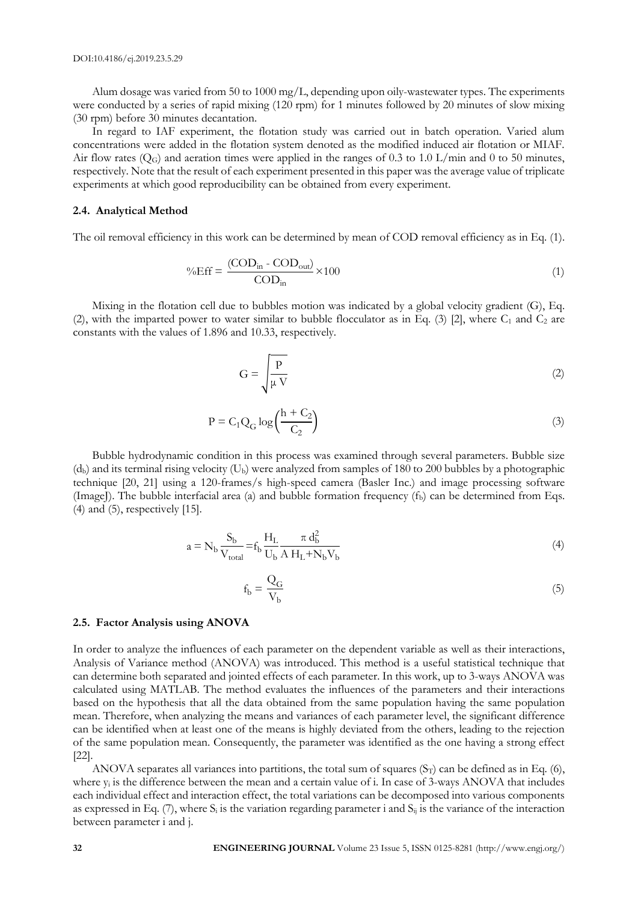Alum dosage was varied from 50 to 1000 mg/L, depending upon oily-wastewater types. The experiments were conducted by a series of rapid mixing (120 rpm) for 1 minutes followed by 20 minutes of slow mixing (30 rpm) before 30 minutes decantation.

In regard to IAF experiment, the flotation study was carried out in batch operation. Varied alum concentrations were added in the flotation system denoted as the modified induced air flotation or MIAF. Air flow rates ($Q_G$) and aeration times were applied in the ranges of 0.3 to 1.0 L/min and 0 to 50 minutes, respectively. Note that the result of each experiment presented in this paper was the average value of triplicate experiments at which good reproducibility can be obtained from every experiment.

### 2.4. Analytical Method

The oil removal efficiency in this work can be determined by mean of COD removal efficiency as in Eq. (1).

$$\%\text{Eff} = \frac{(\text{COD}_{\text{in}} - \text{COD}_{\text{out}})}{\text{COD}_{\text{in}}} \times 100 \tag{1}$$

Mixing in the flotation cell due to bubbles motion was indicated by a global velocity gradient (G), Eq. (2), with the imparted power to water similar to bubble flocculator as in Eq. (3) [2], where $C_1$ and $C_2$ are constants with the values of 1.896 and 10.33, respectively.

$$G = \sqrt{\frac{P}{\mu\, V}} \tag{2}$$

$$P = C_1 Q_G \log\left(\frac{h + C_2}{C_2}\right) \tag{3}$$

Bubble hydrodynamic condition in this process was examined through several parameters. Bubble size ($d_b$) and its terminal rising velocity ($U_b$) were analyzed from samples of 180 to 200 bubbles by a photographic technique [20, 21] using a 120-frames/s high-speed camera (Basler Inc.) and image processing software (ImageJ). The bubble interfacial area (a) and bubble formation frequency ($f_b$) can be determined from Eqs. (4) and (5), respectively [15].

$$a = N_b \frac{S_b}{V_{total}} = f_b \frac{H_L}{U_b} \frac{\pi\, d_b^2}{A\, H_L + N_b V_b} \tag{4}$$

$$f_b = \frac{Q_G}{V_b} \tag{5}$$

### 2.5. Factor Analysis using ANOVA

In order to analyze the influences of each parameter on the dependent variable as well as their interactions, Analysis of Variance method (ANOVA) was introduced. This method is a useful statistical technique that can determine both separated and jointed effects of each parameter. In this work, up to 3-ways ANOVA was calculated using MATLAB. The method evaluates the influences of the parameters and their interactions based on the hypothesis that all the data obtained from the same population having the same population mean. Therefore, when analyzing the means and variances of each parameter level, the significant difference can be identified when at least one of the means is highly deviated from the others, leading to the rejection of the same population mean. Consequently, the parameter was identified as the one having a strong effect [22].

ANOVA separates all variances into partitions, the total sum of squares ($S_T$) can be defined as in Eq. (6), where $y_i$ is the difference between the mean and a certain value of i. In case of 3-ways ANOVA that includes each individual effect and interaction effect, the total variations can be decomposed into various components as expressed in Eq. (7), where $S_i$ is the variation regarding parameter i and $S_{ij}$ is the variance of the interaction between parameter i and j.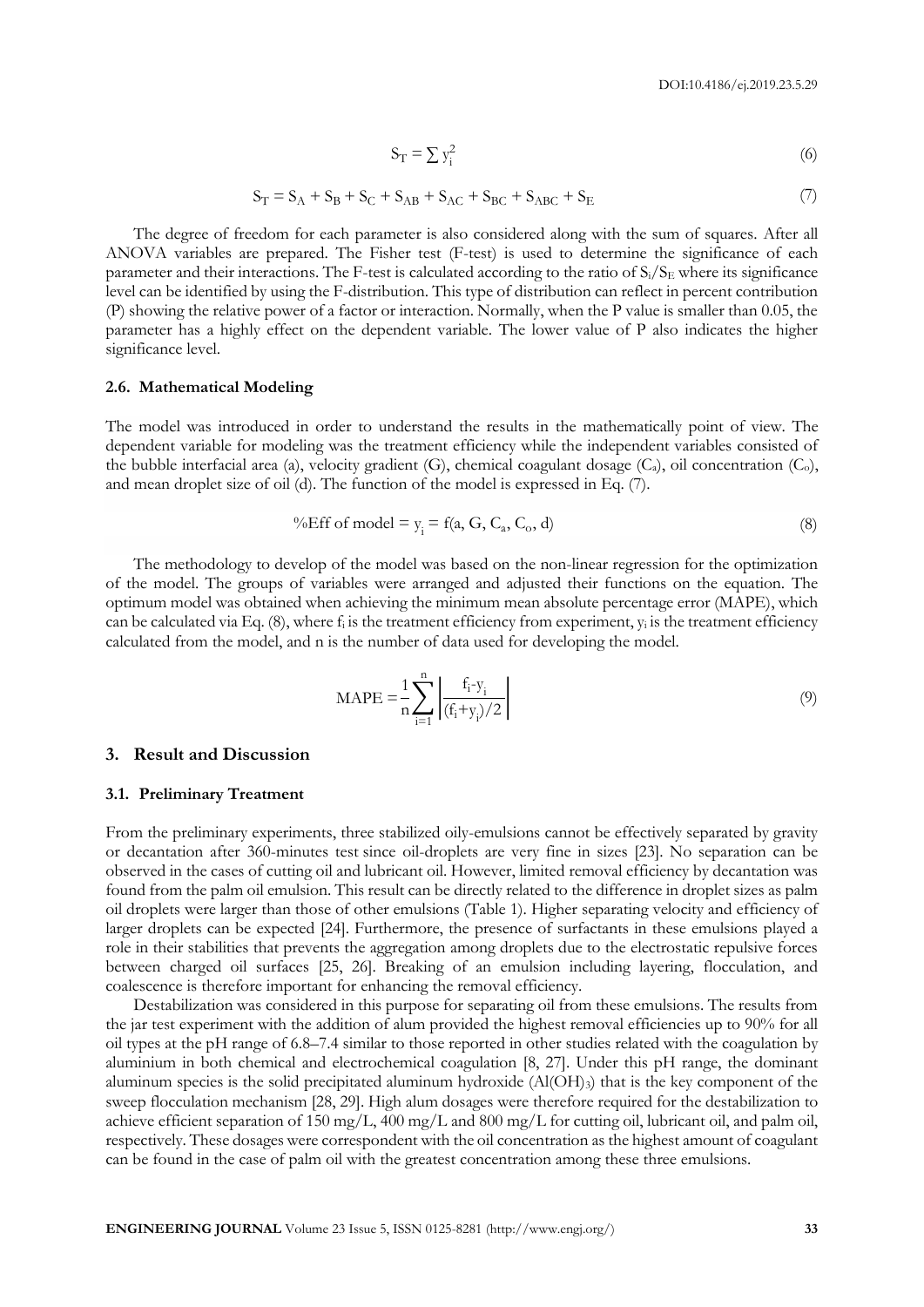$$S_T = \sum y_i^2 \tag{6}$$

$$S_T = S_A + S_B + S_C + S_{AB} + S_{AC} + S_{BC} + S_{ABC} + S_E \tag{7}$$

The degree of freedom for each parameter is also considered along with the sum of squares. After all ANOVA variables are prepared. The Fisher test (F-test) is used to determine the significance of each parameter and their interactions. The F-test is calculated according to the ratio of $S_i/S_E$ where its significance level can be identified by using the F-distribution. This type of distribution can reflect in percent contribution (P) showing the relative power of a factor or interaction. Normally, when the P value is smaller than 0.05, the parameter has a highly effect on the dependent variable. The lower value of P also indicates the higher significance level.

### 2.6. Mathematical Modeling

The model was introduced in order to understand the results in the mathematically point of view. The dependent variable for modeling was the treatment efficiency while the independent variables consisted of the bubble interfacial area (a), velocity gradient (G), chemical coagulant dosage ($C_a$), oil concentration ($C_o$), and mean droplet size of oil (d). The function of the model is expressed in Eq. (7).

$$\%\text{Eff of model} = y_i = f(a, G, C_a, C_o, d) \tag{8}$$

The methodology to develop of the model was based on the non-linear regression for the optimization of the model. The groups of variables were arranged and adjusted their functions on the equation. The optimum model was obtained when achieving the minimum mean absolute percentage error (MAPE), which can be calculated via Eq. (8), where $f_i$ is the treatment efficiency from experiment, $y_i$ is the treatment efficiency calculated from the model, and n is the number of data used for developing the model.

$$\text{MAPE} = \frac{1}{n}\sum_{i=1}^{n}\left|\frac{f_i - y_i}{(f_i + y_i)/2}\right| \tag{9}$$

## 3. Result and Discussion

### 3.1. Preliminary Treatment

From the preliminary experiments, three stabilized oily-emulsions cannot be effectively separated by gravity or decantation after 360-minutes test since oil-droplets are very fine in sizes [23]. No separation can be observed in the cases of cutting oil and lubricant oil. However, limited removal efficiency by decantation was found from the palm oil emulsion. This result can be directly related to the difference in droplet sizes as palm oil droplets were larger than those of other emulsions (Table 1). Higher separating velocity and efficiency of larger droplets can be expected [24]. Furthermore, the presence of surfactants in these emulsions played a role in their stabilities that prevents the aggregation among droplets due to the electrostatic repulsive forces between charged oil surfaces [25, 26]. Breaking of an emulsion including layering, flocculation, and coalescence is therefore important for enhancing the removal efficiency.

Destabilization was considered in this purpose for separating oil from these emulsions. The results from the jar test experiment with the addition of alum provided the highest removal efficiencies up to 90% for all oil types at the pH range of 6.8–7.4 similar to those reported in other studies related with the coagulation by aluminium in both chemical and electrochemical coagulation [8, 27]. Under this pH range, the dominant aluminum species is the solid precipitated aluminum hydroxide ($Al(OH)_3$) that is the key component of the sweep flocculation mechanism [28, 29]. High alum dosages were therefore required for the destabilization to achieve efficient separation of 150 mg/L, 400 mg/L and 800 mg/L for cutting oil, lubricant oil, and palm oil, respectively. These dosages were correspondent with the oil concentration as the highest amount of coagulant can be found in the case of palm oil with the greatest concentration among these three emulsions.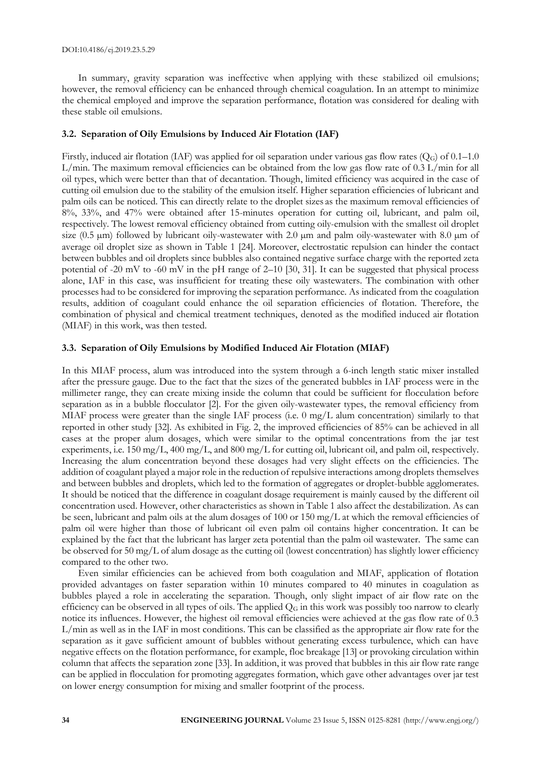In summary, gravity separation was ineffective when applying with these stabilized oil emulsions; however, the removal efficiency can be enhanced through chemical coagulation. In an attempt to minimize the chemical employed and improve the separation performance, flotation was considered for dealing with these stable oil emulsions.

### 3.2. Separation of Oily Emulsions by Induced Air Flotation (IAF)

Firstly, induced air flotation (IAF) was applied for oil separation under various gas flow rates ($Q_G$) of 0.1–1.0 L/min. The maximum removal efficiencies can be obtained from the low gas flow rate of 0.3 L/min for all oil types, which were better than that of decantation. Though, limited efficiency was acquired in the case of cutting oil emulsion due to the stability of the emulsion itself. Higher separation efficiencies of lubricant and palm oils can be noticed. This can directly relate to the droplet sizes as the maximum removal efficiencies of 8%, 33%, and 47% were obtained after 15-minutes operation for cutting oil, lubricant, and palm oil, respectively. The lowest removal efficiency obtained from cutting oily-emulsion with the smallest oil droplet size (0.5 μm) followed by lubricant oily-wastewater with 2.0 μm and palm oily-wastewater with 8.0 μm of average oil droplet size as shown in Table 1 [24]. Moreover, electrostatic repulsion can hinder the contact between bubbles and oil droplets since bubbles also contained negative surface charge with the reported zeta potential of -20 mV to -60 mV in the pH range of 2–10 [30, 31]. It can be suggested that physical process alone, IAF in this case, was insufficient for treating these oily wastewaters. The combination with other processes had to be considered for improving the separation performance. As indicated from the coagulation results, addition of coagulant could enhance the oil separation efficiencies of flotation. Therefore, the combination of physical and chemical treatment techniques, denoted as the modified induced air flotation (MIAF) in this work, was then tested.

### 3.3. Separation of Oily Emulsions by Modified Induced Air Flotation (MIAF)

In this MIAF process, alum was introduced into the system through a 6-inch length static mixer installed after the pressure gauge. Due to the fact that the sizes of the generated bubbles in IAF process were in the millimeter range, they can create mixing inside the column that could be sufficient for flocculation before separation as in a bubble flocculator [2]. For the given oily-wastewater types, the removal efficiency from MIAF process were greater than the single IAF process (i.e. 0 mg/L alum concentration) similarly to that reported in other study [32]. As exhibited in Fig. 2, the improved efficiencies of 85% can be achieved in all cases at the proper alum dosages, which were similar to the optimal concentrations from the jar test experiments, i.e. 150 mg/L, 400 mg/L, and 800 mg/L for cutting oil, lubricant oil, and palm oil, respectively. Increasing the alum concentration beyond these dosages had very slight effects on the efficiencies. The addition of coagulant played a major role in the reduction of repulsive interactions among droplets themselves and between bubbles and droplets, which led to the formation of aggregates or droplet-bubble agglomerates. It should be noticed that the difference in coagulant dosage requirement is mainly caused by the different oil concentration used. However, other characteristics as shown in Table 1 also affect the destabilization. As can be seen, lubricant and palm oils at the alum dosages of 100 or 150 mg/L at which the removal efficiencies of palm oil were higher than those of lubricant oil even palm oil contains higher concentration. It can be explained by the fact that the lubricant has larger zeta potential than the palm oil wastewater. The same can be observed for 50 mg/L of alum dosage as the cutting oil (lowest concentration) has slightly lower efficiency compared to the other two.

Even similar efficiencies can be achieved from both coagulation and MIAF, application of flotation provided advantages on faster separation within 10 minutes compared to 40 minutes in coagulation as bubbles played a role in accelerating the separation. Though, only slight impact of air flow rate on the efficiency can be observed in all types of oils. The applied $Q_G$ in this work was possibly too narrow to clearly notice its influences. However, the highest oil removal efficiencies were achieved at the gas flow rate of 0.3 L/min as well as in the IAF in most conditions. This can be classified as the appropriate air flow rate for the separation as it gave sufficient amount of bubbles without generating excess turbulence, which can have negative effects on the flotation performance, for example, floc breakage [13] or provoking circulation within column that affects the separation zone [33]. In addition, it was proved that bubbles in this air flow rate range can be applied in flocculation for promoting aggregates formation, which gave other advantages over jar test on lower energy consumption for mixing and smaller footprint of the process.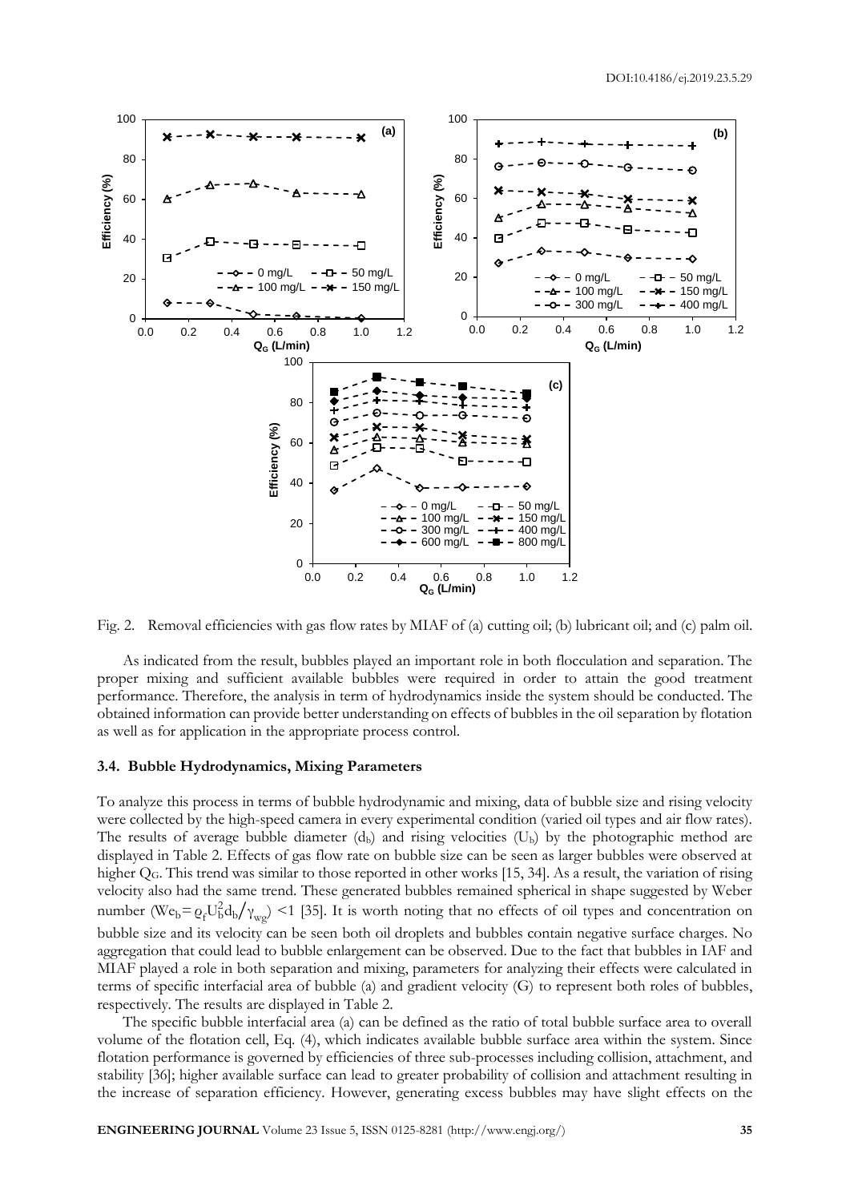Fig. 2. Removal efficiencies with gas flow rates by MIAF of (a) cutting oil; (b) lubricant oil; and (c) palm oil.

As indicated from the result, bubbles played an important role in both flocculation and separation. The proper mixing and sufficient available bubbles were required in order to attain the good treatment performance. Therefore, the analysis in term of hydrodynamics inside the system should be conducted. The obtained information can provide better understanding on effects of bubbles in the oil separation by flotation as well as for application in the appropriate process control.

### 3.4. Bubble Hydrodynamics, Mixing Parameters

To analyze this process in terms of bubble hydrodynamic and mixing, data of bubble size and rising velocity were collected by the high-speed camera in every experimental condition (varied oil types and air flow rates). The results of average bubble diameter ($d_b$) and rising velocities ($U_b$) by the photographic method are displayed in Table 2. Effects of gas flow rate on bubble size can be seen as larger bubbles were observed at higher $Q_G$. This trend was similar to those reported in other works [15, 34]. As a result, the variation of rising velocity also had the same trend. These generated bubbles remained spherical in shape suggested by Weber number ($We_b = \rho_f U_b^2 d_b / \gamma_{wg}$) <1 [35]. It is worth noting that no effects of oil types and concentration on bubble size and its velocity can be seen both oil droplets and bubbles contain negative surface charges. No aggregation that could lead to bubble enlargement can be observed. Due to the fact that bubbles in IAF and MIAF played a role in both separation and mixing, parameters for analyzing their effects were calculated in terms of specific interfacial area of bubble (a) and gradient velocity (G) to represent both roles of bubbles, respectively. The results are displayed in Table 2.

The specific bubble interfacial area (a) can be defined as the ratio of total bubble surface area to overall volume of the flotation cell, Eq. (4), which indicates available bubble surface area within the system. Since flotation performance is governed by efficiencies of three sub-processes including collision, attachment, and stability [36]; higher available surface can lead to greater probability of collision and attachment resulting in the increase of separation efficiency. However, generating excess bubbles may have slight effects on the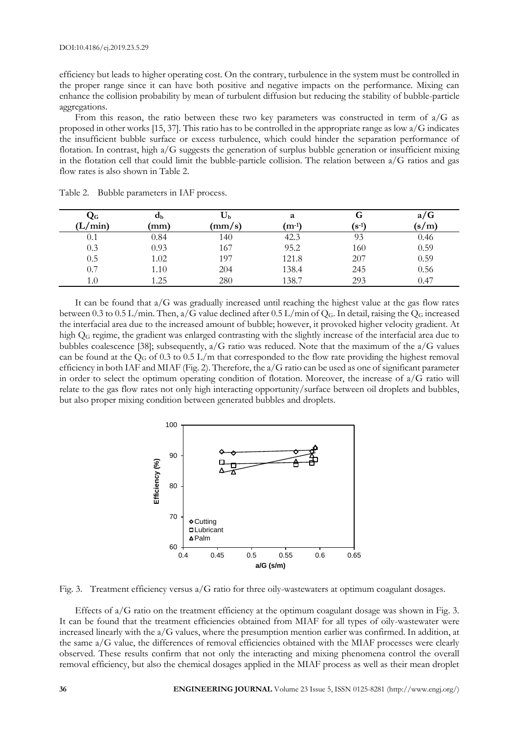efficiency but leads to higher operating cost. On the contrary, turbulence in the system must be controlled in the proper range since it can have both positive and negative impacts on the performance. Mixing can enhance the collision probability by mean of turbulent diffusion but reducing the stability of bubble-particle aggregations.

From this reason, the ratio between these two key parameters was constructed in term of a/G as proposed in other works [15, 37]. This ratio has to be controlled in the appropriate range as low a/G indicates the insufficient bubble surface or excess turbulence, which could hinder the separation performance of flotation. In contrast, high a/G suggests the generation of surplus bubble generation or insufficient mixing in the flotation cell that could limit the bubble-particle collision. The relation between a/G ratios and gas flow rates is also shown in Table 2.

Table 2. Bubble parameters in IAF process.

| $Q_G$ (L/min) | $d_b$ (mm) | $U_b$ (mm/s) | a ($m^{-1}$) | G ($s^{-1}$) | a/G (s/m) |
|---|---|---|---|---|---|
| 0.1 | 0.84 | 140 | 42.3 | 93 | 0.46 |
| 0.3 | 0.93 | 167 | 95.2 | 160 | 0.59 |
| 0.5 | 1.02 | 197 | 121.8 | 207 | 0.59 |
| 0.7 | 1.10 | 204 | 138.4 | 245 | 0.56 |
| 1.0 | 1.25 | 280 | 138.7 | 293 | 0.47 |

It can be found that a/G was gradually increased until reaching the highest value at the gas flow rates between 0.3 to 0.5 L/min. Then, a/G value declined after 0.5 L/min of $Q_G$. In detail, raising the $Q_G$ increased the interfacial area due to the increased amount of bubble; however, it provoked higher velocity gradient. At high $Q_G$ regime, the gradient was enlarged contrasting with the slightly increase of the interfacial area due to bubbles coalescence [38]; subsequently, a/G ratio was reduced. Note that the maximum of the a/G values can be found at the $Q_G$ of 0.3 to 0.5 L/m that corresponded to the flow rate providing the highest removal efficiency in both IAF and MIAF (Fig. 2). Therefore, the a/G ratio can be used as one of significant parameter in order to select the optimum operating condition of flotation. Moreover, the increase of a/G ratio will relate to the gas flow rates not only high interacting opportunity/surface between oil droplets and bubbles, but also proper mixing condition between generated bubbles and droplets.

Fig. 3. Treatment efficiency versus a/G ratio for three oily-wastewaters at optimum coagulant dosages.

Effects of a/G ratio on the treatment efficiency at the optimum coagulant dosage was shown in Fig. 3. It can be found that the treatment efficiencies obtained from MIAF for all types of oily-wastewater were increased linearly with the a/G values, where the presumption mention earlier was confirmed. In addition, at the same a/G value, the differences of removal efficiencies obtained with the MIAF processes were clearly observed. These results confirm that not only the interacting and mixing phenomena control the overall removal efficiency, but also the chemical dosages applied in the MIAF process as well as their mean droplet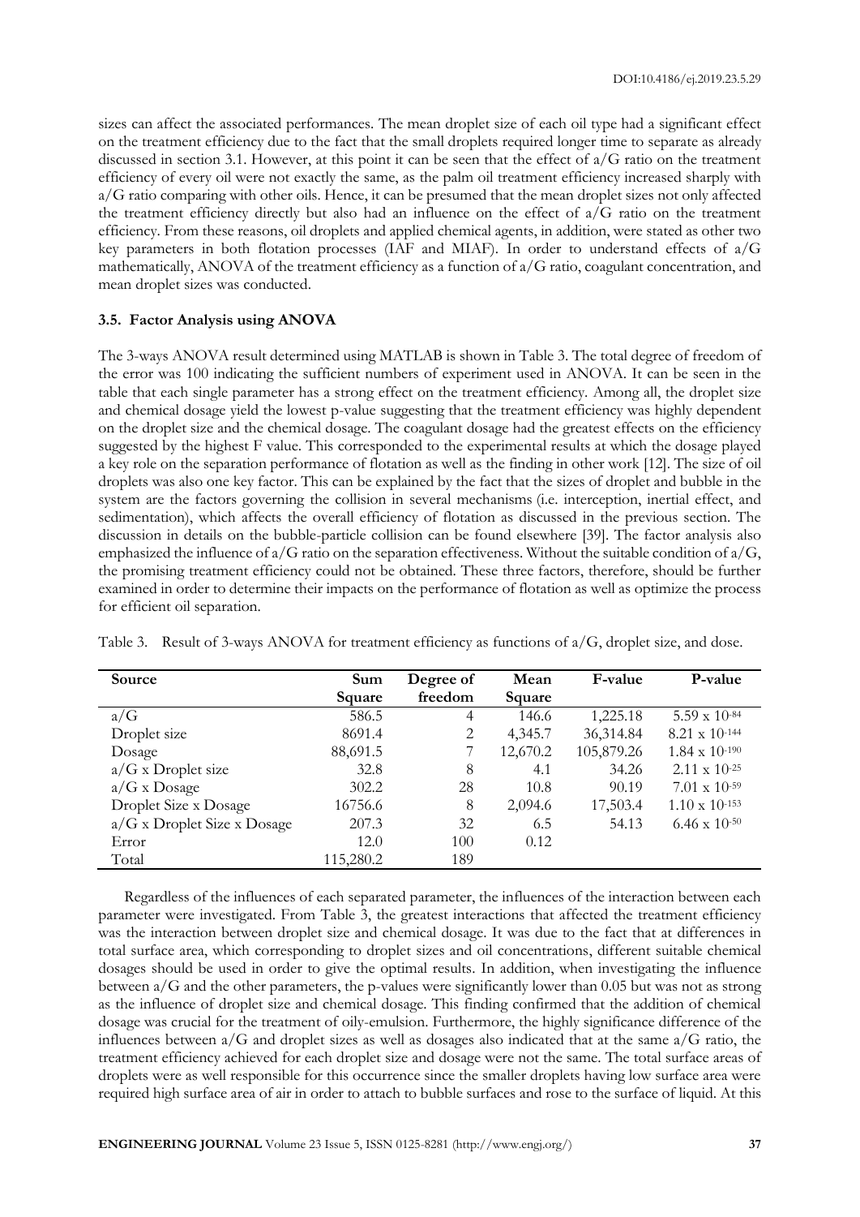sizes can affect the associated performances. The mean droplet size of each oil type had a significant effect on the treatment efficiency due to the fact that the small droplets required longer time to separate as already discussed in section 3.1. However, at this point it can be seen that the effect of a/G ratio on the treatment efficiency of every oil were not exactly the same, as the palm oil treatment efficiency increased sharply with a/G ratio comparing with other oils. Hence, it can be presumed that the mean droplet sizes not only affected the treatment efficiency directly but also had an influence on the effect of a/G ratio on the treatment efficiency. From these reasons, oil droplets and applied chemical agents, in addition, were stated as other two key parameters in both flotation processes (IAF and MIAF). In order to understand effects of a/G mathematically, ANOVA of the treatment efficiency as a function of a/G ratio, coagulant concentration, and mean droplet sizes was conducted.

### 3.5. Factor Analysis using ANOVA

The 3-ways ANOVA result determined using MATLAB is shown in Table 3. The total degree of freedom of the error was 100 indicating the sufficient numbers of experiment used in ANOVA. It can be seen in the table that each single parameter has a strong effect on the treatment efficiency. Among all, the droplet size and chemical dosage yield the lowest p-value suggesting that the treatment efficiency was highly dependent on the droplet size and the chemical dosage. The coagulant dosage had the greatest effects on the efficiency suggested by the highest F value. This corresponded to the experimental results at which the dosage played a key role on the separation performance of flotation as well as the finding in other work [12]. The size of oil droplets was also one key factor. This can be explained by the fact that the sizes of droplet and bubble in the system are the factors governing the collision in several mechanisms (i.e. interception, inertial effect, and sedimentation), which affects the overall efficiency of flotation as discussed in the previous section. The discussion in details on the bubble-particle collision can be found elsewhere [39]. The factor analysis also emphasized the influence of a/G ratio on the separation effectiveness. Without the suitable condition of a/G, the promising treatment efficiency could not be obtained. These three factors, therefore, should be further examined in order to determine their impacts on the performance of flotation as well as optimize the process for efficient oil separation.

Table 3. Result of 3-ways ANOVA for treatment efficiency as functions of a/G, droplet size, and dose.

| Source | Sum Square | Degree of freedom | Mean Square | F-value | P-value |
|---|---|---|---|---|---|
| a/G | 586.5 | 4 | 146.6 | 1,225.18 | $5.59 \times 10^{-84}$ |
| Droplet size | 8691.4 | 2 | 4,345.7 | 36,314.84 | $8.21 \times 10^{-144}$ |
| Dosage | 88,691.5 | 7 | 12,670.2 | 105,879.26 | $1.84 \times 10^{-190}$ |
| a/G x Droplet size | 32.8 | 8 | 4.1 | 34.26 | $2.11 \times 10^{-25}$ |
| a/G x Dosage | 302.2 | 28 | 10.8 | 90.19 | $7.01 \times 10^{-59}$ |
| Droplet Size x Dosage | 16756.6 | 8 | 2,094.6 | 17,503.4 | $1.10 \times 10^{-153}$ |
| a/G x Droplet Size x Dosage | 207.3 | 32 | 6.5 | 54.13 | $6.46 \times 10^{-50}$ |
| Error | 12.0 | 100 | 0.12 | | |
| Total | 115,280.2 | 189 | | | |

Regardless of the influences of each separated parameter, the influences of the interaction between each parameter were investigated. From Table 3, the greatest interactions that affected the treatment efficiency was the interaction between droplet size and chemical dosage. It was due to the fact that at differences in total surface area, which corresponding to droplet sizes and oil concentrations, different suitable chemical dosages should be used in order to give the optimal results. In addition, when investigating the influence between a/G and the other parameters, the p-values were significantly lower than 0.05 but was not as strong as the influence of droplet size and chemical dosage. This finding confirmed that the addition of chemical dosage was crucial for the treatment of oily-emulsion. Furthermore, the highly significance difference of the influences between a/G and droplet sizes as well as dosages also indicated that at the same a/G ratio, the treatment efficiency achieved for each droplet size and dosage were not the same. The total surface areas of droplets were as well responsible for this occurrence since the smaller droplets having low surface area were required high surface area of air in order to attach to bubble surfaces and rose to the surface of liquid. At this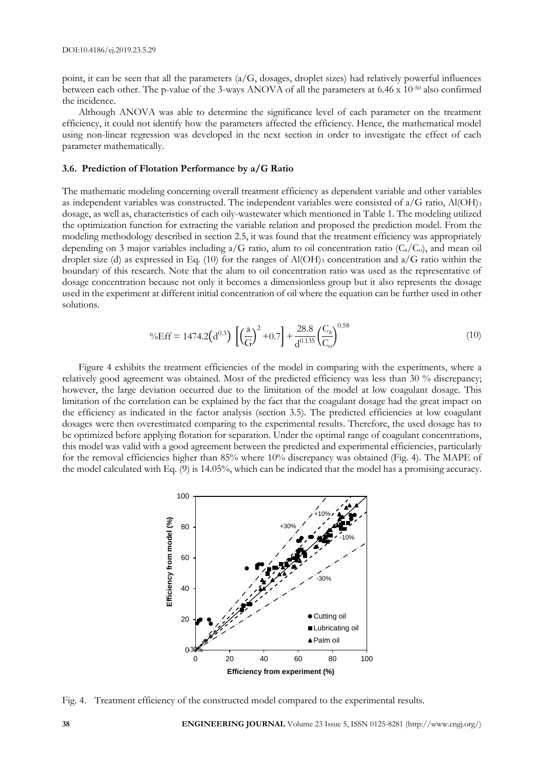point, it can be seen that all the parameters (a/G, dosages, droplet sizes) had relatively powerful influences between each other. The p-value of the 3-ways ANOVA of all the parameters at 6.46 x $10^{-50}$ also confirmed the incidence.

Although ANOVA was able to determine the significance level of each parameter on the treatment efficiency, it could not identify how the parameters affected the efficiency. Hence, the mathematical model using non-linear regression was developed in the next section in order to investigate the effect of each parameter mathematically.

### 3.6. Prediction of Flotation Performance by a/G Ratio

The mathematic modeling concerning overall treatment efficiency as dependent variable and other variables as independent variables was constructed. The independent variables were consisted of a/G ratio, $Al(OH)_3$ dosage, as well as, characteristics of each oily-wastewater which mentioned in Table 1. The modeling utilized the optimization function for extracting the variable relation and proposed the prediction model. From the modeling methodology described in section 2.5, it was found that the treatment efficiency was appropriately depending on 3 major variables including a/G ratio, alum to oil concentration ratio ($C_a/C_o$), and mean oil droplet size (d) as expressed in Eq. (10) for the ranges of $Al(OH)_3$ concentration and a/G ratio within the boundary of this research. Note that the alum to oil concentration ratio was used as the representative of dosage concentration because not only it becomes a dimensionless group but it also represents the dosage used in the experiment at different initial concentration of oil where the equation can be further used in other solutions.

$$\%\text{Eff} = 1474.2\left(d^{0.3}\right)\left[\left(\frac{a}{G}\right)^2 + 0.7\right] + \frac{28.8}{d^{0.135}}\left(\frac{C_a}{C_o}\right)^{0.58} \tag{10}$$

Figure 4 exhibits the treatment efficiencies of the model in comparing with the experiments, where a relatively good agreement was obtained. Most of the predicted efficiency was less than 30 % discrepancy; however, the large deviation occurred due to the limitation of the model at low coagulant dosage. This limitation of the correlation can be explained by the fact that the coagulant dosage had the great impact on the efficiency as indicated in the factor analysis (section 3.5). The predicted efficiencies at low coagulant dosages were then overestimated comparing to the experimental results. Therefore, the used dosage has to be optimized before applying flotation for separation. Under the optimal range of coagulant concentrations, this model was valid with a good agreement between the predicted and experimental efficiencies, particularly for the removal efficiencies higher than 85% where 10% discrepancy was obtained (Fig. 4). The MAPE of the model calculated with Eq. (9) is 14.05%, which can be indicated that the model has a promising accuracy.

Fig. 4. Treatment efficiency of the constructed model compared to the experimental results.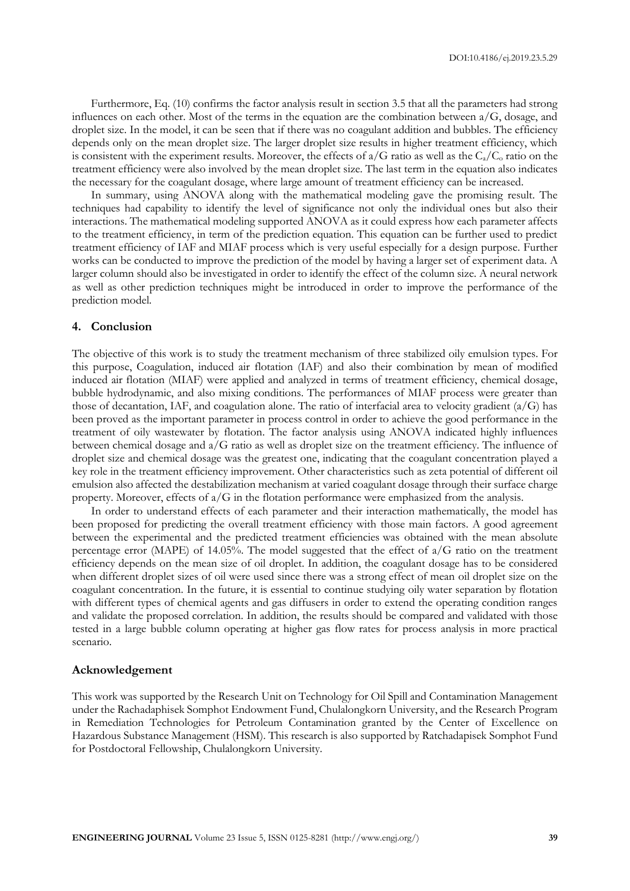Furthermore, Eq. (10) confirms the factor analysis result in section 3.5 that all the parameters had strong influences on each other. Most of the terms in the equation are the combination between a/G, dosage, and droplet size. In the model, it can be seen that if there was no coagulant addition and bubbles. The efficiency depends only on the mean droplet size. The larger droplet size results in higher treatment efficiency, which is consistent with the experiment results. Moreover, the effects of a/G ratio as well as the $C_a/C_o$ ratio on the treatment efficiency were also involved by the mean droplet size. The last term in the equation also indicates the necessary for the coagulant dosage, where large amount of treatment efficiency can be increased.

In summary, using ANOVA along with the mathematical modeling gave the promising result. The techniques had capability to identify the level of significance not only the individual ones but also their interactions. The mathematical modeling supported ANOVA as it could express how each parameter affects to the treatment efficiency, in term of the prediction equation. This equation can be further used to predict treatment efficiency of IAF and MIAF process which is very useful especially for a design purpose. Further works can be conducted to improve the prediction of the model by having a larger set of experiment data. A larger column should also be investigated in order to identify the effect of the column size. A neural network as well as other prediction techniques might be introduced in order to improve the performance of the prediction model.

## 4. Conclusion

The objective of this work is to study the treatment mechanism of three stabilized oily emulsion types. For this purpose, Coagulation, induced air flotation (IAF) and also their combination by mean of modified induced air flotation (MIAF) were applied and analyzed in terms of treatment efficiency, chemical dosage, bubble hydrodynamic, and also mixing conditions. The performances of MIAF process were greater than those of decantation, IAF, and coagulation alone. The ratio of interfacial area to velocity gradient (a/G) has been proved as the important parameter in process control in order to achieve the good performance in the treatment of oily wastewater by flotation. The factor analysis using ANOVA indicated highly influences between chemical dosage and a/G ratio as well as droplet size on the treatment efficiency. The influence of droplet size and chemical dosage was the greatest one, indicating that the coagulant concentration played a key role in the treatment efficiency improvement. Other characteristics such as zeta potential of different oil emulsion also affected the destabilization mechanism at varied coagulant dosage through their surface charge property. Moreover, effects of a/G in the flotation performance were emphasized from the analysis.

In order to understand effects of each parameter and their interaction mathematically, the model has been proposed for predicting the overall treatment efficiency with those main factors. A good agreement between the experimental and the predicted treatment efficiencies was obtained with the mean absolute percentage error (MAPE) of 14.05%. The model suggested that the effect of a/G ratio on the treatment efficiency depends on the mean size of oil droplet. In addition, the coagulant dosage has to be considered when different droplet sizes of oil were used since there was a strong effect of mean oil droplet size on the coagulant concentration. In the future, it is essential to continue studying oily water separation by flotation with different types of chemical agents and gas diffusers in order to extend the operating condition ranges and validate the proposed correlation. In addition, the results should be compared and validated with those tested in a large bubble column operating at higher gas flow rates for process analysis in more practical scenario.

## Acknowledgement

This work was supported by the Research Unit on Technology for Oil Spill and Contamination Management under the Rachadaphisek Somphot Endowment Fund, Chulalongkorn University, and the Research Program in Remediation Technologies for Petroleum Contamination granted by the Center of Excellence on Hazardous Substance Management (HSM). This research is also supported by Ratchadapisek Somphot Fund for Postdoctoral Fellowship, Chulalongkorn University.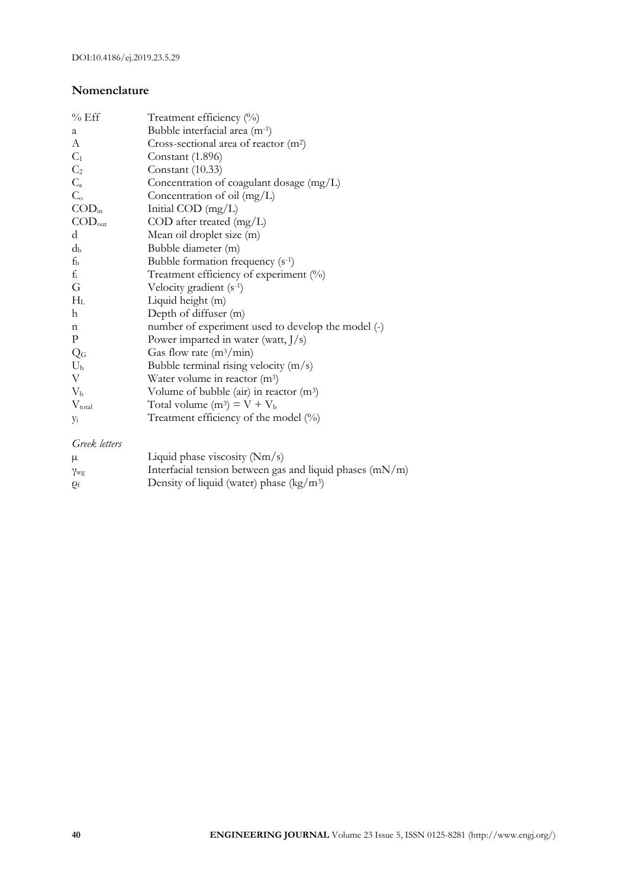## Nomenclature

| | |
|---|---|
| % Eff | Treatment efficiency (%) |
| $a$ | Bubble interfacial area ($m^{-1}$) |
| $A$ | Cross-sectional area of reactor ($m^2$) |
| $C_1$ | Constant (1.896) |
| $C_2$ | Constant (10.33) |
| $C_a$ | Concentration of coagulant dosage (mg/L) |
| $C_o$ | Concentration of oil (mg/L) |
| $COD_{in}$ | Initial COD (mg/L) |
| $COD_{out}$ | COD after treated (mg/L) |
| $d$ | Mean oil droplet size (m) |
| $d_b$ | Bubble diameter (m) |
| $f_b$ | Bubble formation frequency ($s^{-1}$) |
| $f_i$ | Treatment efficiency of experiment (%) |
| $G$ | Velocity gradient ($s^{-1}$) |
| $H_L$ | Liquid height (m) |
| $h$ | Depth of diffuser (m) |
| $n$ | number of experiment used to develop the model (-) |
| $P$ | Power imparted in water (watt, J/s) |
| $Q_G$ | Gas flow rate ($m^3$/min) |
| $U_b$ | Bubble terminal rising velocity (m/s) |
| $V$ | Water volume in reactor ($m^3$) |
| $V_b$ | Volume of bubble (air) in reactor ($m^3$) |
| $V_{total}$ | Total volume ($m^3$) = $V + V_b$ |
| $y_i$ | Treatment efficiency of the model (%) |

*Greek letters*

| | |
|---|---|
| $\mu$ | Liquid phase viscosity (Nm/s) |
| $\gamma_{wg}$ | Interfacial tension between gas and liquid phases (mN/m) |
| $\rho_f$ | Density of liquid (water) phase ($kg/m^3$) |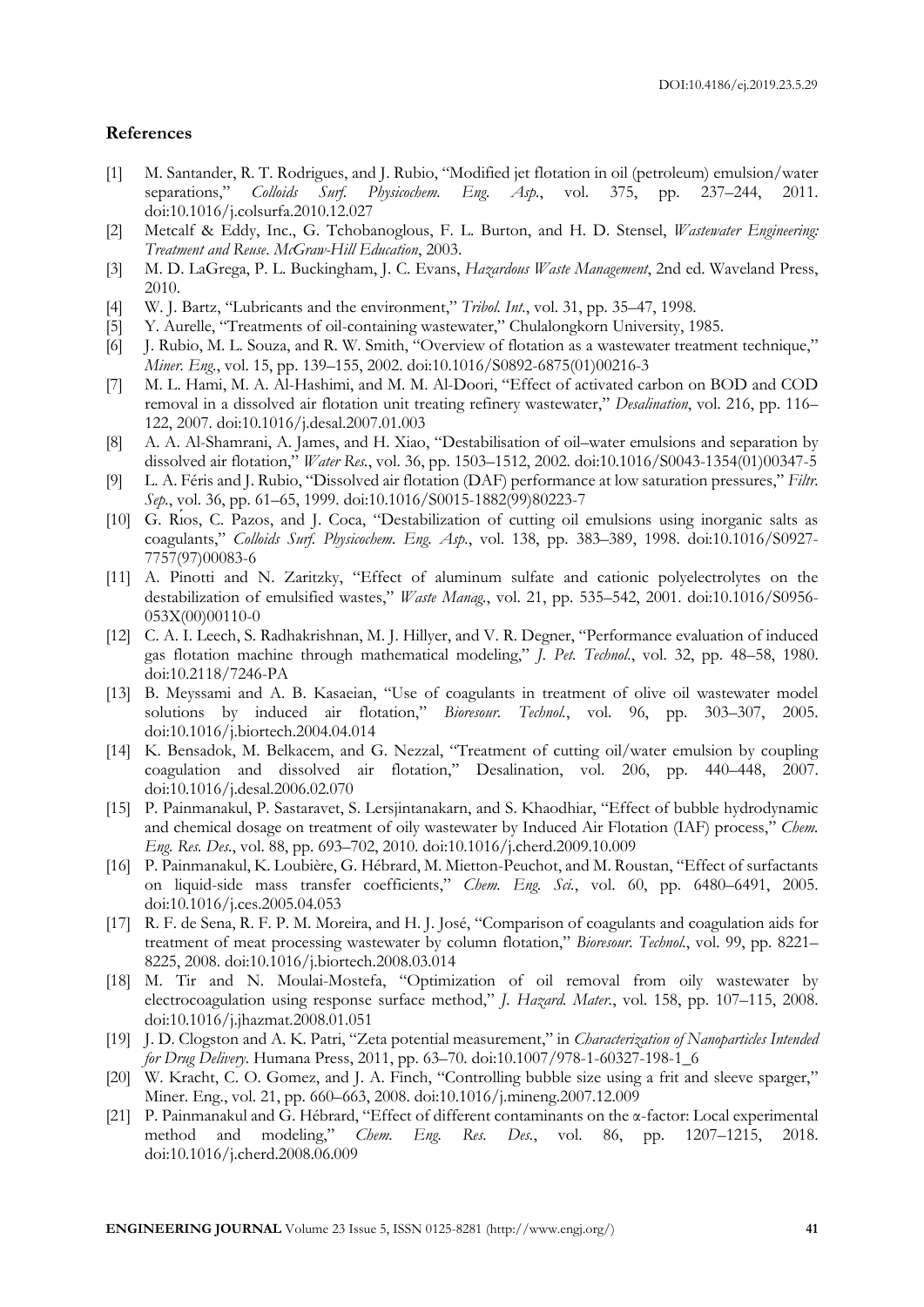## References

[1] M. Santander, R. T. Rodrigues, and J. Rubio, "Modified jet flotation in oil (petroleum) emulsion/water separations," *Colloids Surf. Physicochem. Eng. Asp.*, vol. 375, pp. 237–244, 2011. doi:10.1016/j.colsurfa.2010.12.027

[2] Metcalf & Eddy, Inc., G. Tchobanoglous, F. L. Burton, and H. D. Stensel, *Wastewater Engineering: Treatment and Reuse*. *McGraw-Hill Education*, 2003.

[3] M. D. LaGrega, P. L. Buckingham, J. C. Evans, *Hazardous Waste Management*, 2nd ed. Waveland Press, 2010.

[4] W. J. Bartz, "Lubricants and the environment," *Tribol. Int.*, vol. 31, pp. 35–47, 1998.

[5] Y. Aurelle, "Treatments of oil-containing wastewater," Chulalongkorn University, 1985.

[6] J. Rubio, M. L. Souza, and R. W. Smith, "Overview of flotation as a wastewater treatment technique," *Miner. Eng.*, vol. 15, pp. 139–155, 2002. doi:10.1016/S0892-6875(01)00216-3

[7] M. L. Hami, M. A. Al-Hashimi, and M. M. Al-Doori, "Effect of activated carbon on BOD and COD removal in a dissolved air flotation unit treating refinery wastewater," *Desalination*, vol. 216, pp. 116–122, 2007. doi:10.1016/j.desal.2007.01.003

[8] A. A. Al-Shamrani, A. James, and H. Xiao, "Destabilisation of oil–water emulsions and separation by dissolved air flotation," *Water Res.*, vol. 36, pp. 1503–1512, 2002. doi:10.1016/S0043-1354(01)00347-5

[9] L. A. Féris and J. Rubio, "Dissolved air flotation (DAF) performance at low saturation pressures," *Filtr. Sep.*, vol. 36, pp. 61–65, 1999. doi:10.1016/S0015-1882(99)80223-7

[10] G. Ríos, C. Pazos, and J. Coca, "Destabilization of cutting oil emulsions using inorganic salts as coagulants," *Colloids Surf. Physicochem. Eng. Asp.*, vol. 138, pp. 383–389, 1998. doi:10.1016/S0927-7757(97)00083-6

[11] A. Pinotti and N. Zaritzky, "Effect of aluminum sulfate and cationic polyelectrolytes on the destabilization of emulsified wastes," *Waste Manag.*, vol. 21, pp. 535–542, 2001. doi:10.1016/S0956-053X(00)00110-0

[12] C. A. I. Leech, S. Radhakrishnan, M. J. Hillyer, and V. R. Degner, "Performance evaluation of induced gas flotation machine through mathematical modeling," *J. Pet. Technol.*, vol. 32, pp. 48–58, 1980. doi:10.2118/7246-PA

[13] B. Meyssami and A. B. Kasaeian, "Use of coagulants in treatment of olive oil wastewater model solutions by induced air flotation," *Bioresour. Technol.*, vol. 96, pp. 303–307, 2005. doi:10.1016/j.biortech.2004.04.014

[14] K. Bensadok, M. Belkacem, and G. Nezzal, "Treatment of cutting oil/water emulsion by coupling coagulation and dissolved air flotation," Desalination, vol. 206, pp. 440–448, 2007. doi:10.1016/j.desal.2006.02.070

[15] P. Painmanakul, P. Sastaravet, S. Lersjintanakarn, and S. Khaodhiar, "Effect of bubble hydrodynamic and chemical dosage on treatment of oily wastewater by Induced Air Flotation (IAF) process," *Chem. Eng. Res. Des.*, vol. 88, pp. 693–702, 2010. doi:10.1016/j.cherd.2009.10.009

[16] P. Painmanakul, K. Loubière, G. Hébrard, M. Mietton-Peuchot, and M. Roustan, "Effect of surfactants on liquid-side mass transfer coefficients," *Chem. Eng. Sci.*, vol. 60, pp. 6480–6491, 2005. doi:10.1016/j.ces.2005.04.053

[17] R. F. de Sena, R. F. P. M. Moreira, and H. J. José, "Comparison of coagulants and coagulation aids for treatment of meat processing wastewater by column flotation," *Bioresour. Technol.*, vol. 99, pp. 8221–8225, 2008. doi:10.1016/j.biortech.2008.03.014

[18] M. Tir and N. Moulai-Mostefa, "Optimization of oil removal from oily wastewater by electrocoagulation using response surface method," *J. Hazard. Mater.*, vol. 158, pp. 107–115, 2008. doi:10.1016/j.jhazmat.2008.01.051

[19] J. D. Clogston and A. K. Patri, "Zeta potential measurement," in *Characterization of Nanoparticles Intended for Drug Delivery*. Humana Press, 2011, pp. 63–70. doi:10.1007/978-1-60327-198-1_6

[20] W. Kracht, C. O. Gomez, and J. A. Finch, "Controlling bubble size using a frit and sleeve sparger," Miner. Eng., vol. 21, pp. 660–663, 2008. doi:10.1016/j.mineng.2007.12.009

[21] P. Painmanakul and G. Hébrard, "Effect of different contaminants on the α-factor: Local experimental method and modeling," *Chem. Eng. Res. Des.*, vol. 86, pp. 1207–1215, 2018. doi:10.1016/j.cherd.2008.06.009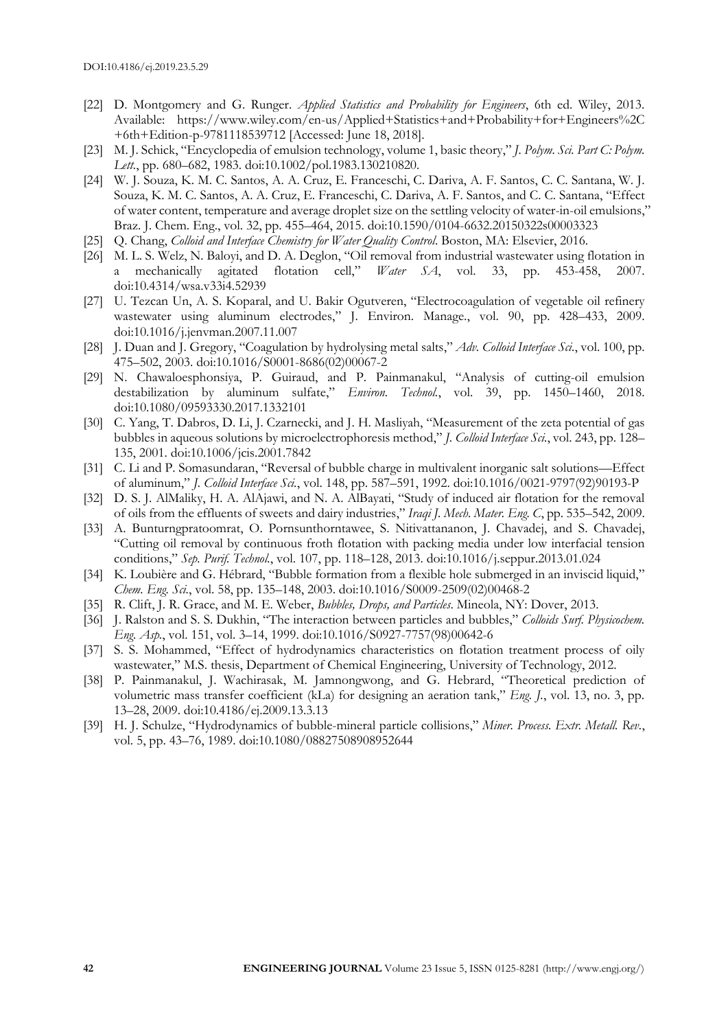[22] D. Montgomery and G. Runger. *Applied Statistics and Probability for Engineers*, 6th ed. Wiley, 2013. Available: https://www.wiley.com/en-us/Applied+Statistics+and+Probability+for+Engineers%2C+6th+Edition-p-9781118539712 [Accessed: June 18, 2018].

[23] M. J. Schick, "Encyclopedia of emulsion technology, volume 1, basic theory," *J. Polym. Sci. Part C: Polym. Lett.*, pp. 680–682, 1983. doi:10.1002/pol.1983.130210820.

[24] W. J. Souza, K. M. C. Santos, A. A. Cruz, E. Franceschi, C. Dariva, A. F. Santos, C. C. Santana, W. J. Souza, K. M. C. Santos, A. A. Cruz, E. Franceschi, C. Dariva, A. F. Santos, and C. C. Santana, "Effect of water content, temperature and average droplet size on the settling velocity of water-in-oil emulsions," Braz. J. Chem. Eng., vol. 32, pp. 455–464, 2015. doi:10.1590/0104-6632.20150322s00003323

[25] Q. Chang, *Colloid and Interface Chemistry for Water Quality Control*. Boston, MA: Elsevier, 2016.

[26] M. L. S. Welz, N. Baloyi, and D. A. Deglon, "Oil removal from industrial wastewater using flotation in a mechanically agitated flotation cell," *Water SA*, vol. 33, pp. 453-458, 2007. doi:10.4314/wsa.v33i4.52939

[27] U. Tezcan Un, A. S. Koparal, and U. Bakir Ogutveren, "Electrocoagulation of vegetable oil refinery wastewater using aluminum electrodes," J. Environ. Manage., vol. 90, pp. 428–433, 2009. doi:10.1016/j.jenvman.2007.11.007

[28] J. Duan and J. Gregory, "Coagulation by hydrolysing metal salts," *Adv. Colloid Interface Sci.*, vol. 100, pp. 475–502, 2003. doi:10.1016/S0001-8686(02)00067-2

[29] N. Chawaloesphonsiya, P. Guiraud, and P. Painmanakul, "Analysis of cutting-oil emulsion destabilization by aluminum sulfate," *Environ. Technol.*, vol. 39, pp. 1450–1460, 2018. doi:10.1080/09593330.2017.1332101

[30] C. Yang, T. Dabros, D. Li, J. Czarnecki, and J. H. Masliyah, "Measurement of the zeta potential of gas bubbles in aqueous solutions by microelectrophoresis method," *J. Colloid Interface Sci.*, vol. 243, pp. 128–135, 2001. doi:10.1006/jcis.2001.7842

[31] C. Li and P. Somasundaran, "Reversal of bubble charge in multivalent inorganic salt solutions—Effect of aluminum," *J. Colloid Interface Sci.*, vol. 148, pp. 587–591, 1992. doi:10.1016/0021-9797(92)90193-P

[32] D. S. J. AlMaliky, H. A. AlAjawi, and N. A. AlBayati, "Study of induced air flotation for the removal of oils from the effluents of sweets and dairy industries," *Iraqi J. Mech. Mater. Eng. C*, pp. 535–542, 2009.

[33] A. Bunturngpratoomrat, O. Pornsunthorntawee, S. Nitivattananon, J. Chavadej, and S. Chavadej, "Cutting oil removal by continuous froth flotation with packing media under low interfacial tension conditions," *Sep. Purif. Technol.*, vol. 107, pp. 118–128, 2013. doi:10.1016/j.seppur.2013.01.024

[34] K. Loubière and G. Hébrard, "Bubble formation from a flexible hole submerged in an inviscid liquid," *Chem. Eng. Sci.*, vol. 58, pp. 135–148, 2003. doi:10.1016/S0009-2509(02)00468-2

[35] R. Clift, J. R. Grace, and M. E. Weber, *Bubbles, Drops, and Particles*. Mineola, NY: Dover, 2013.

[36] J. Ralston and S. S. Dukhin, "The interaction between particles and bubbles," *Colloids Surf. Physicochem. Eng. Asp.*, vol. 151, vol. 3–14, 1999. doi:10.1016/S0927-7757(98)00642-6

[37] S. S. Mohammed, "Effect of hydrodynamics characteristics on flotation treatment process of oily wastewater," M.S. thesis, Department of Chemical Engineering, University of Technology, 2012.

[38] P. Painmanakul, J. Wachirasak, M. Jamnongwong, and G. Hebrard, "Theoretical prediction of volumetric mass transfer coefficient (kLa) for designing an aeration tank," *Eng. J.*, vol. 13, no. 3, pp. 13–28, 2009. doi:10.4186/ej.2009.13.3.13

[39] H. J. Schulze, "Hydrodynamics of bubble-mineral particle collisions," *Miner. Process. Extr. Metall. Rev.*, vol. 5, pp. 43–76, 1989. doi:10.1080/08827508908952644